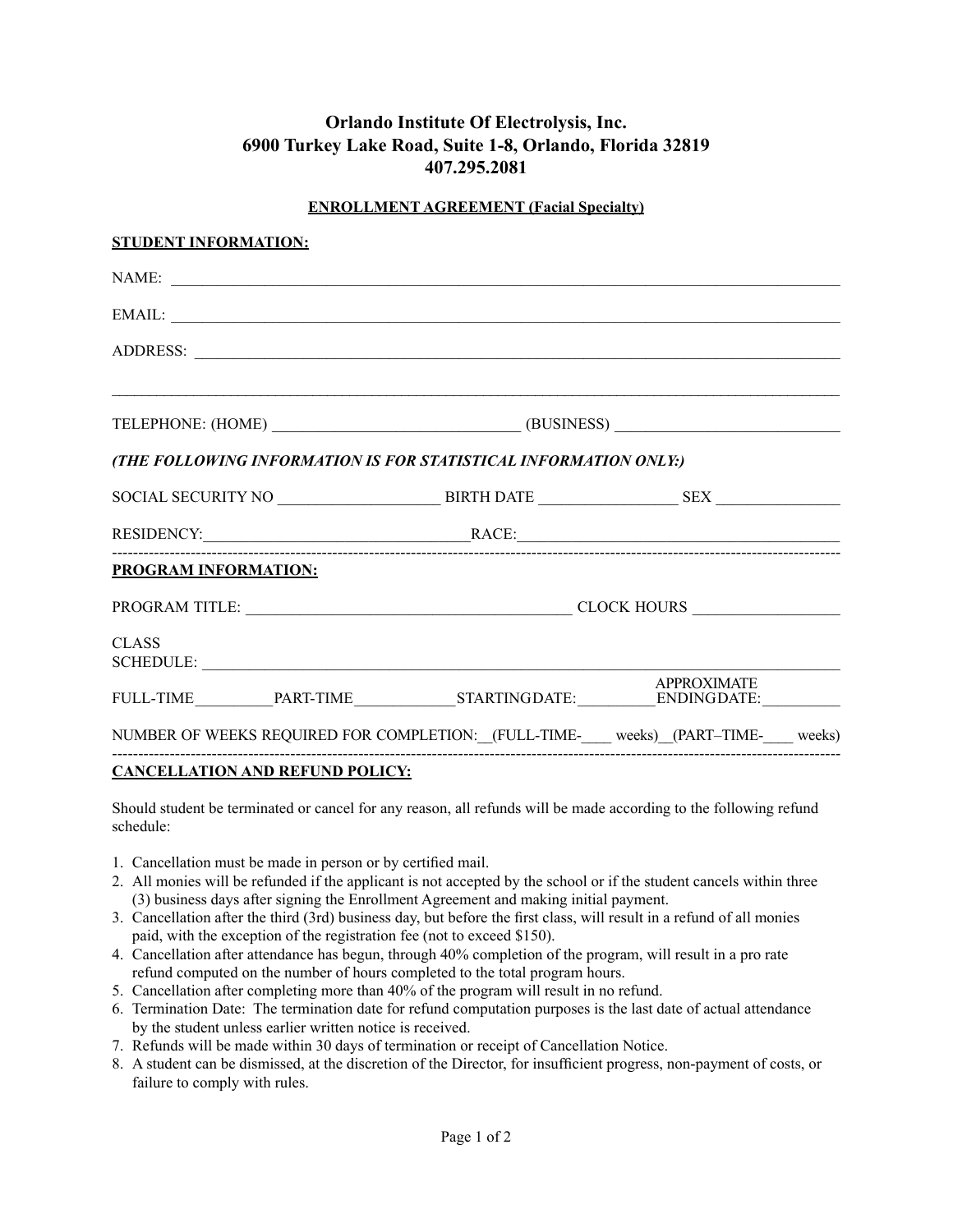# Orlando Institute Of Electrolysis, Inc.
# 6900 Turkey Lake Road, Suite 1-8, Orlando, Florida 32819
# 407.295.2081

## ENROLLMENT AGREEMENT (Facial Specialty)

**STUDENT INFORMATION:**

NAME: ______________________________________________________________________________

EMAIL: ______________________________________________________________________________

ADDRESS: ____________________________________________________________________________

_____________________________________________________________________________________

TELEPHONE: (HOME) ______________________________ (BUSINESS) ____________________________

***(THE FOLLOWING INFORMATION IS FOR STATISTICAL INFORMATION ONLY:)***

SOCIAL SECURITY NO ____________________ BIRTH DATE _________________ SEX _______________

RESIDENCY:___________________________________RACE:_________________________________________

---

**PROGRAM INFORMATION:**

PROGRAM TITLE: _________________________________________ CLOCK HOURS __________________

CLASS SCHEDULE: ______________________________________________________________________

FULL-TIME__________PART-TIME_____________STARTINGDATE:__________APPROXIMATE ENDINGDATE:__________

NUMBER OF WEEKS REQUIRED FOR COMPLETION:__(FULL-TIME-____ weeks)__(PART–TIME-____ weeks)

---

**CANCELLATION AND REFUND POLICY:**

Should student be terminated or cancel for any reason, all refunds will be made according to the following refund schedule:

1. Cancellation must be made in person or by certified mail.
2. All monies will be refunded if the applicant is not accepted by the school or if the student cancels within three (3) business days after signing the Enrollment Agreement and making initial payment.
3. Cancellation after the third (3rd) business day, but before the first class, will result in a refund of all monies paid, with the exception of the registration fee (not to exceed $150).
4. Cancellation after attendance has begun, through 40% completion of the program, will result in a pro rate refund computed on the number of hours completed to the total program hours.
5. Cancellation after completing more than 40% of the program will result in no refund.
6. Termination Date: The termination date for refund computation purposes is the last date of actual attendance by the student unless earlier written notice is received.
7. Refunds will be made within 30 days of termination or receipt of Cancellation Notice.
8. A student can be dismissed, at the discretion of the Director, for insufficient progress, non-payment of costs, or failure to comply with rules.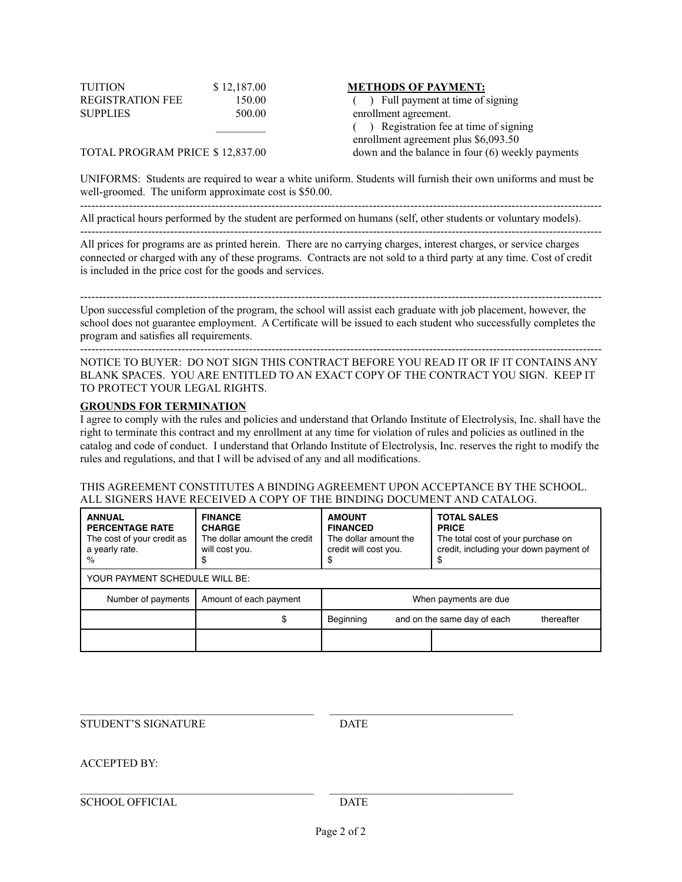| | |
|---|---|
| TUITION | $ 12,187.00 |
| REGISTRATION FEE | 150.00 |
| SUPPLIES | 500.00 |
| | _________ |
| TOTAL PROGRAM PRICE | $ 12,837.00 |

**METHODS OF PAYMENT:**

( ) Full payment at time of signing enrollment agreement.

( ) Registration fee at time of signing enrollment agreement plus $6,093.50 down and the balance in four (6) weekly payments

UNIFORMS: Students are required to wear a white uniform. Students will furnish their own uniforms and must be well-groomed. The uniform approximate cost is $50.00.

---

All practical hours performed by the student are performed on humans (self, other students or voluntary models).

---

All prices for programs are as printed herein. There are no carrying charges, interest charges, or service charges connected or charged with any of these programs. Contracts are not sold to a third party at any time. Cost of credit is included in the price cost for the goods and services.

---

Upon successful completion of the program, the school will assist each graduate with job placement, however, the school does not guarantee employment. A Certificate will be issued to each student who successfully completes the program and satisfies all requirements.

---

NOTICE TO BUYER: DO NOT SIGN THIS CONTRACT BEFORE YOU READ IT OR IF IT CONTAINS ANY BLANK SPACES. YOU ARE ENTITLED TO AN EXACT COPY OF THE CONTRACT YOU SIGN. KEEP IT TO PROTECT YOUR LEGAL RIGHTS.

**GROUNDS FOR TERMINATION**

I agree to comply with the rules and policies and understand that Orlando Institute of Electrolysis, Inc. shall have the right to terminate this contract and my enrollment at any time for violation of rules and policies as outlined in the catalog and code of conduct. I understand that Orlando Institute of Electrolysis, Inc. reserves the right to modify the rules and regulations, and that I will be advised of any and all modifications.

THIS AGREEMENT CONSTITUTES A BINDING AGREEMENT UPON ACCEPTANCE BY THE SCHOOL. ALL SIGNERS HAVE RECEIVED A COPY OF THE BINDING DOCUMENT AND CATALOG.

| **ANNUAL PERCENTAGE RATE** The cost of your credit as a yearly rate. % | **FINANCE CHARGE** The dollar amount the credit will cost you. $ | **AMOUNT FINANCED** The dollar amount the credit will cost you. $ | **TOTAL SALES PRICE** The total cost of your purchase on credit, including your down payment of $ |
|---|---|---|---|
| YOUR PAYMENT SCHEDULE WILL BE: | | | |
| Number of payments | Amount of each payment | When payments are due | |
| | $ | Beginning and on the same day of each thereafter | |
| | | | |

_________________________________________ _________________________________

STUDENT'S SIGNATURE DATE

ACCEPTED BY:

_________________________________________ _________________________________

SCHOOL OFFICIAL DATE